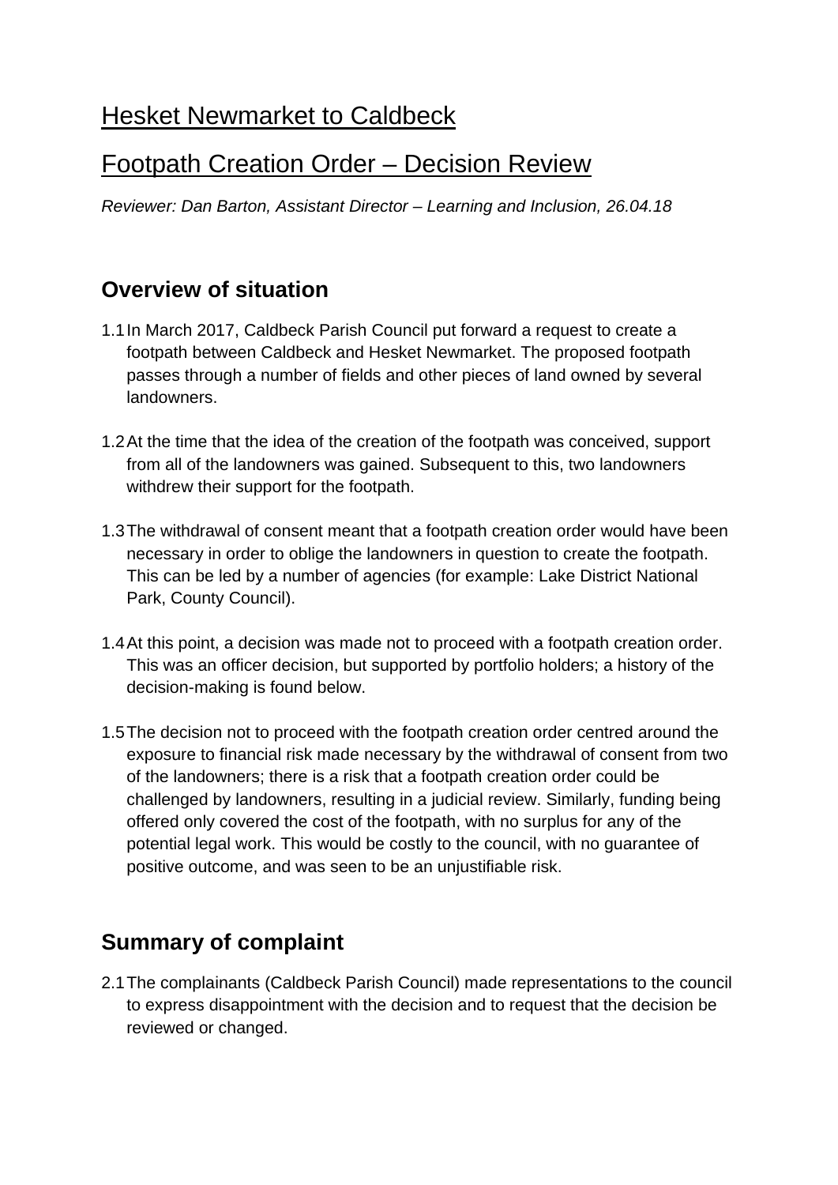# Hesket Newmarket to Caldbeck

# Footpath Creation Order – Decision Review

*Reviewer: Dan Barton, Assistant Director – Learning and Inclusion, 26.04.18*

## Overview of situation

1.1 In March 2017, Caldbeck Parish Council put forward a request to create a footpath between Caldbeck and Hesket Newmarket. The proposed footpath passes through a number of fields and other pieces of land owned by several landowners.

1.2 At the time that the idea of the creation of the footpath was conceived, support from all of the landowners was gained. Subsequent to this, two landowners withdrew their support for the footpath.

1.3 The withdrawal of consent meant that a footpath creation order would have been necessary in order to oblige the landowners in question to create the footpath. This can be led by a number of agencies (for example: Lake District National Park, County Council).

1.4 At this point, a decision was made not to proceed with a footpath creation order. This was an officer decision, but supported by portfolio holders; a history of the decision-making is found below.

1.5 The decision not to proceed with the footpath creation order centred around the exposure to financial risk made necessary by the withdrawal of consent from two of the landowners; there is a risk that a footpath creation order could be challenged by landowners, resulting in a judicial review. Similarly, funding being offered only covered the cost of the footpath, with no surplus for any of the potential legal work. This would be costly to the council, with no guarantee of positive outcome, and was seen to be an unjustifiable risk.

## Summary of complaint

2.1 The complainants (Caldbeck Parish Council) made representations to the council to express disappointment with the decision and to request that the decision be reviewed or changed.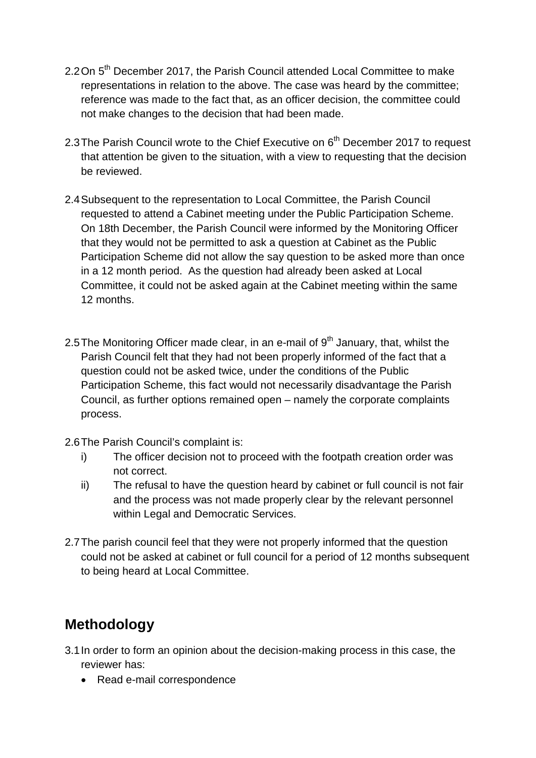2.2 On 5th December 2017, the Parish Council attended Local Committee to make representations in relation to the above. The case was heard by the committee; reference was made to the fact that, as an officer decision, the committee could not make changes to the decision that had been made.

2.3 The Parish Council wrote to the Chief Executive on 6th December 2017 to request that attention be given to the situation, with a view to requesting that the decision be reviewed.

2.4 Subsequent to the representation to Local Committee, the Parish Council requested to attend a Cabinet meeting under the Public Participation Scheme. On 18th December, the Parish Council were informed by the Monitoring Officer that they would not be permitted to ask a question at Cabinet as the Public Participation Scheme did not allow the say question to be asked more than once in a 12 month period. As the question had already been asked at Local Committee, it could not be asked again at the Cabinet meeting within the same 12 months.

2.5 The Monitoring Officer made clear, in an e-mail of 9th January, that, whilst the Parish Council felt that they had not been properly informed of the fact that a question could not be asked twice, under the conditions of the Public Participation Scheme, this fact would not necessarily disadvantage the Parish Council, as further options remained open – namely the corporate complaints process.

2.6 The Parish Council's complaint is:

i) The officer decision not to proceed with the footpath creation order was not correct.

ii) The refusal to have the question heard by cabinet or full council is not fair and the process was not made properly clear by the relevant personnel within Legal and Democratic Services.

2.7 The parish council feel that they were not properly informed that the question could not be asked at cabinet or full council for a period of 12 months subsequent to being heard at Local Committee.

## Methodology

3.1 In order to form an opinion about the decision-making process in this case, the reviewer has:

- Read e-mail correspondence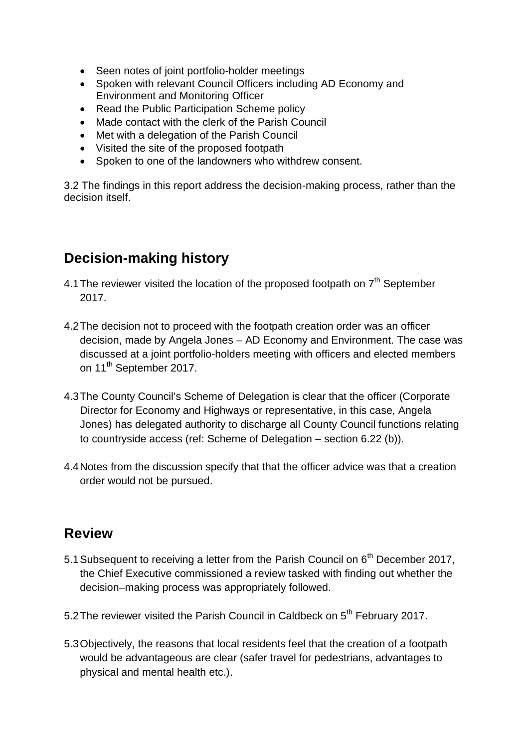- Seen notes of joint portfolio-holder meetings
- Spoken with relevant Council Officers including AD Economy and Environment and Monitoring Officer
- Read the Public Participation Scheme policy
- Made contact with the clerk of the Parish Council
- Met with a delegation of the Parish Council
- Visited the site of the proposed footpath
- Spoken to one of the landowners who withdrew consent.

3.2 The findings in this report address the decision-making process, rather than the decision itself.

## Decision-making history

4.1 The reviewer visited the location of the proposed footpath on 7th September 2017.

4.2 The decision not to proceed with the footpath creation order was an officer decision, made by Angela Jones – AD Economy and Environment. The case was discussed at a joint portfolio-holders meeting with officers and elected members on 11th September 2017.

4.3 The County Council's Scheme of Delegation is clear that the officer (Corporate Director for Economy and Highways or representative, in this case, Angela Jones) has delegated authority to discharge all County Council functions relating to countryside access (ref: Scheme of Delegation – section 6.22 (b)).

4.4 Notes from the discussion specify that that the officer advice was that a creation order would not be pursued.

## Review

5.1 Subsequent to receiving a letter from the Parish Council on 6th December 2017, the Chief Executive commissioned a review tasked with finding out whether the decision–making process was appropriately followed.

5.2 The reviewer visited the Parish Council in Caldbeck on 5th February 2017.

5.3 Objectively, the reasons that local residents feel that the creation of a footpath would be advantageous are clear (safer travel for pedestrians, advantages to physical and mental health etc.).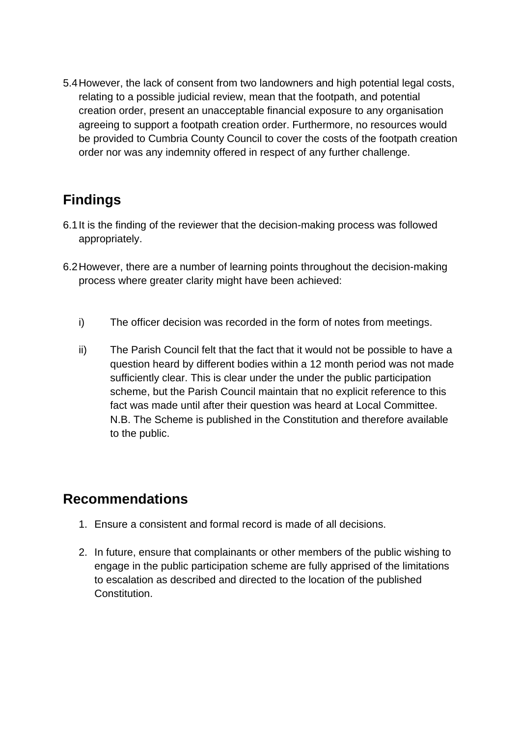5.4 However, the lack of consent from two landowners and high potential legal costs, relating to a possible judicial review, mean that the footpath, and potential creation order, present an unacceptable financial exposure to any organisation agreeing to support a footpath creation order. Furthermore, no resources would be provided to Cumbria County Council to cover the costs of the footpath creation order nor was any indemnity offered in respect of any further challenge.

## Findings

6.1 It is the finding of the reviewer that the decision-making process was followed appropriately.

6.2 However, there are a number of learning points throughout the decision-making process where greater clarity might have been achieved:

i) The officer decision was recorded in the form of notes from meetings.

ii) The Parish Council felt that the fact that it would not be possible to have a question heard by different bodies within a 12 month period was not made sufficiently clear. This is clear under the under the public participation scheme, but the Parish Council maintain that no explicit reference to this fact was made until after their question was heard at Local Committee. N.B. The Scheme is published in the Constitution and therefore available to the public.

## Recommendations

1. Ensure a consistent and formal record is made of all decisions.

2. In future, ensure that complainants or other members of the public wishing to engage in the public participation scheme are fully apprised of the limitations to escalation as described and directed to the location of the published Constitution.